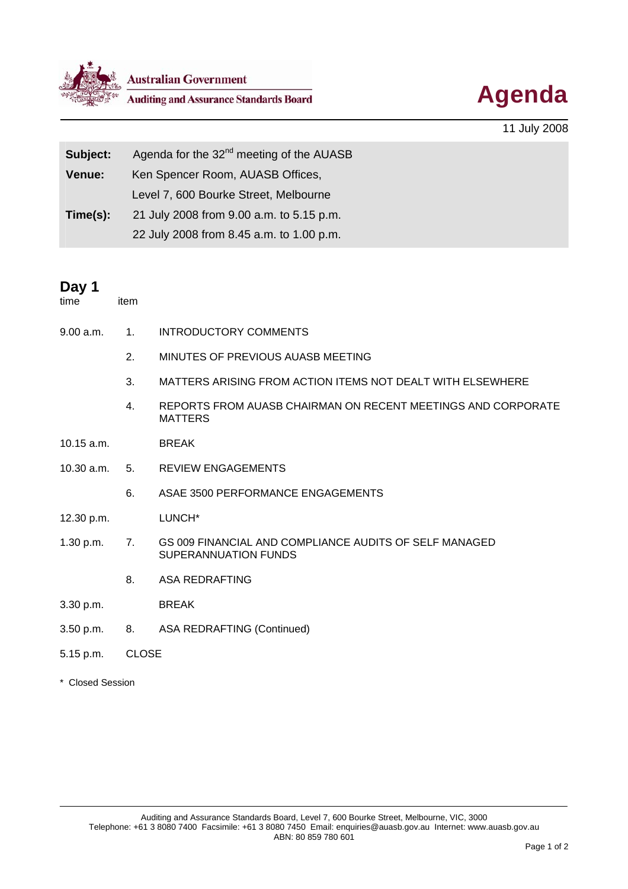Australian Government

Auditing and Assurance Standards Board

# Agenda

11 July 2008

| | |
|---|---|
| **Subject:** | Agenda for the 32nd meeting of the AUASB |
| **Venue:** | Ken Spencer Room, AUASB Offices, Level 7, 600 Bourke Street, Melbourne |
| **Time(s):** | 21 July 2008 from 9.00 a.m. to 5.15 p.m. 22 July 2008 from 8.45 a.m. to 1.00 p.m. |

## Day 1

| time | item | |
|---|---|---|
| 9.00 a.m. | 1. | INTRODUCTORY COMMENTS |
| | 2. | MINUTES OF PREVIOUS AUASB MEETING |
| | 3. | MATTERS ARISING FROM ACTION ITEMS NOT DEALT WITH ELSEWHERE |
| | 4. | REPORTS FROM AUASB CHAIRMAN ON RECENT MEETINGS AND CORPORATE MATTERS |
| 10.15 a.m. | | BREAK |
| 10.30 a.m. | 5. | REVIEW ENGAGEMENTS |
| | 6. | ASAE 3500 PERFORMANCE ENGAGEMENTS |
| 12.30 p.m. | | LUNCH* |
| 1.30 p.m. | 7. | GS 009 FINANCIAL AND COMPLIANCE AUDITS OF SELF MANAGED SUPERANNUATION FUNDS |
| | 8. | ASA REDRAFTING |
| 3.30 p.m. | | BREAK |
| 3.50 p.m. | 8. | ASA REDRAFTING (Continued) |
| 5.15 p.m. | CLOSE | |

\* Closed Session

Auditing and Assurance Standards Board, Level 7, 600 Bourke Street, Melbourne, VIC, 3000
Telephone: +61 3 8080 7400 Facsimile: +61 3 8080 7450 Email: enquiries@auasb.gov.au Internet: www.auasb.gov.au
ABN: 80 859 780 601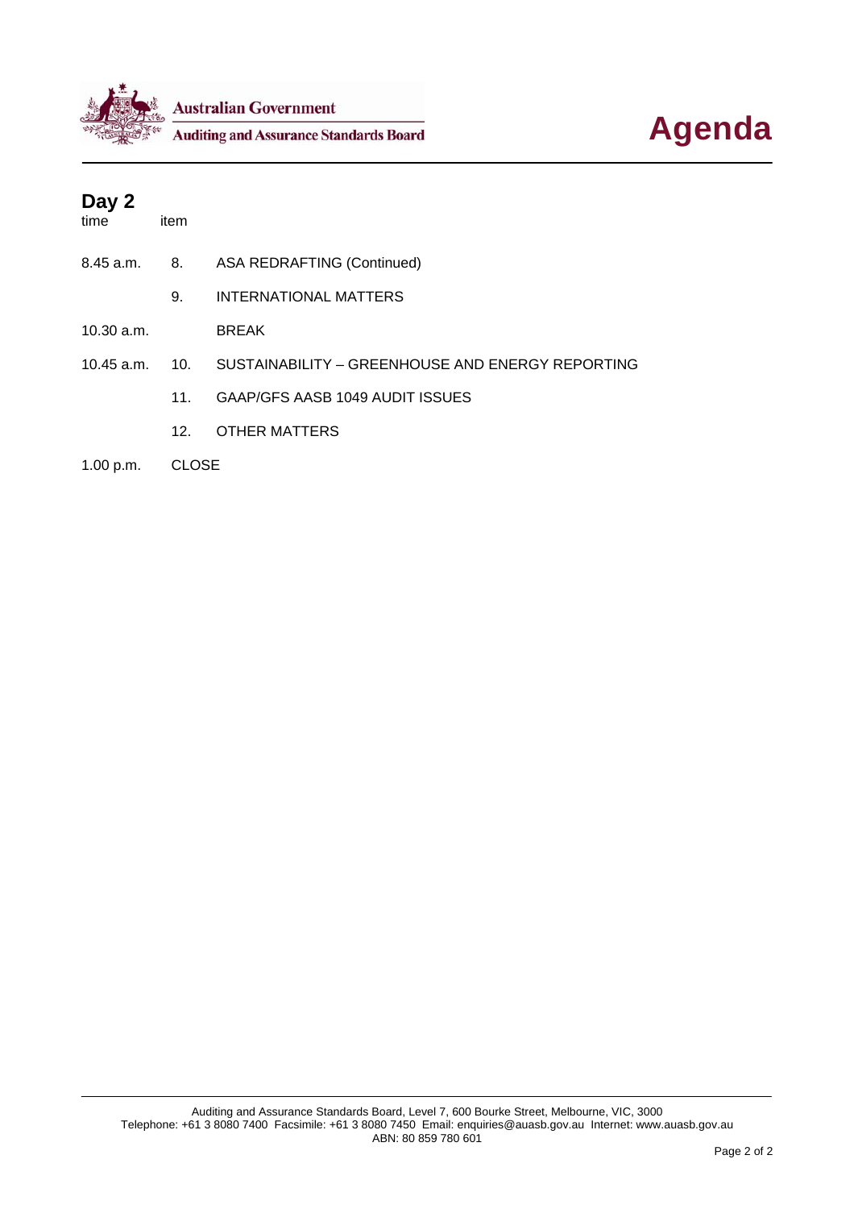Australian Government

Auditing and Assurance Standards Board

# Agenda

## Day 2

| time | item | |
|---|---|---|
| 8.45 a.m. | 8. | ASA REDRAFTING (Continued) |
| | 9. | INTERNATIONAL MATTERS |
| 10.30 a.m. | | BREAK |
| 10.45 a.m. | 10. | SUSTAINABILITY – GREENHOUSE AND ENERGY REPORTING |
| | 11. | GAAP/GFS AASB 1049 AUDIT ISSUES |
| | 12. | OTHER MATTERS |
| 1.00 p.m. | CLOSE | |

Auditing and Assurance Standards Board, Level 7, 600 Bourke Street, Melbourne, VIC, 3000
Telephone: +61 3 8080 7400 Facsimile: +61 3 8080 7450 Email: enquiries@auasb.gov.au Internet: www.auasb.gov.au
ABN: 80 859 780 601